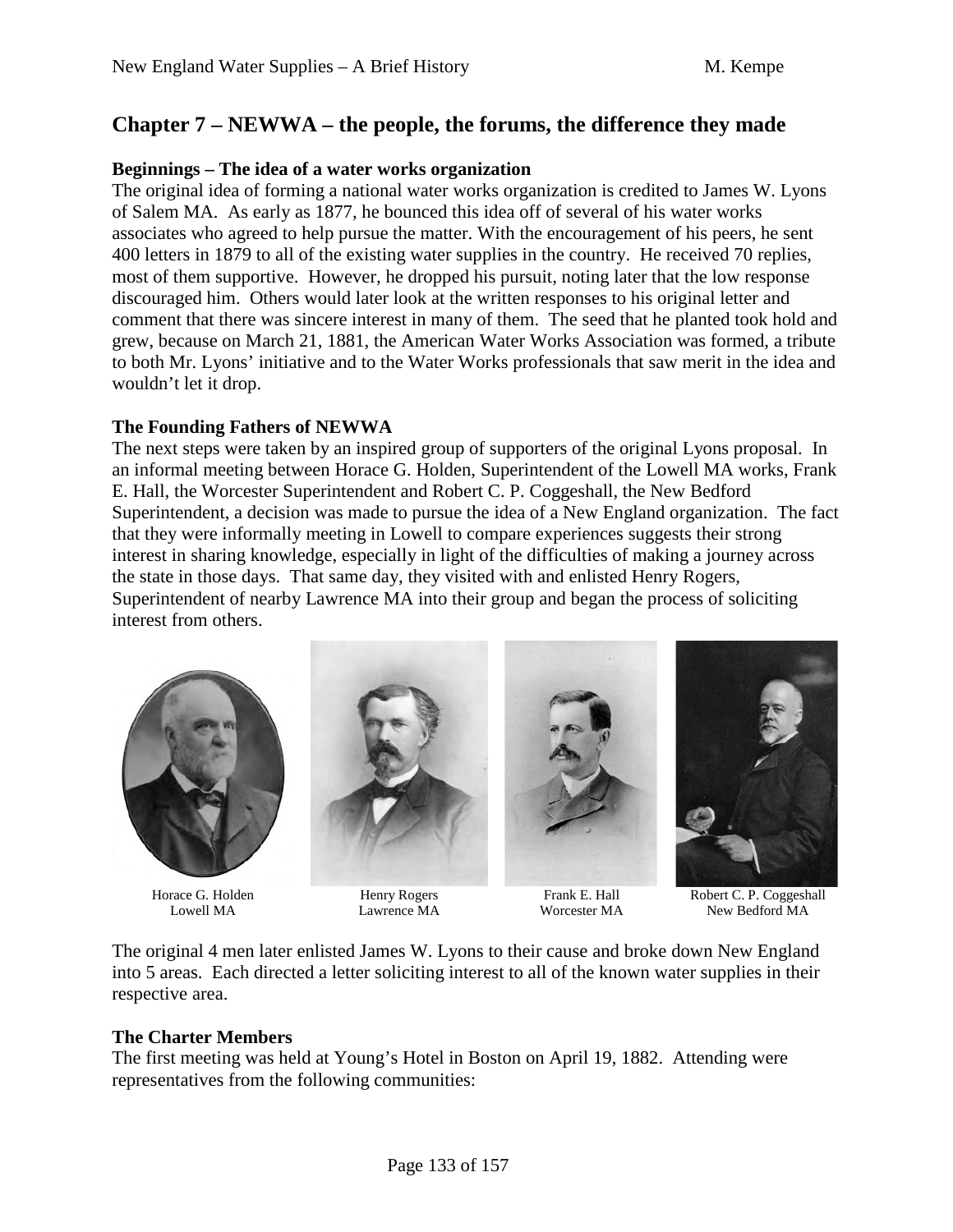## Chapter 7 – NEWWA – the people, the forums, the difference they made

### Beginnings – The idea of a water works organization

The original idea of forming a national water works organization is credited to James W. Lyons of Salem MA. As early as 1877, he bounced this idea off of several of his water works associates who agreed to help pursue the matter. With the encouragement of his peers, he sent 400 letters in 1879 to all of the existing water supplies in the country. He received 70 replies, most of them supportive. However, he dropped his pursuit, noting later that the low response discouraged him. Others would later look at the written responses to his original letter and comment that there was sincere interest in many of them. The seed that he planted took hold and grew, because on March 21, 1881, the American Water Works Association was formed, a tribute to both Mr. Lyons' initiative and to the Water Works professionals that saw merit in the idea and wouldn't let it drop.

### The Founding Fathers of NEWWA

The next steps were taken by an inspired group of supporters of the original Lyons proposal. In an informal meeting between Horace G. Holden, Superintendent of the Lowell MA works, Frank E. Hall, the Worcester Superintendent and Robert C. P. Coggeshall, the New Bedford Superintendent, a decision was made to pursue the idea of a New England organization. The fact that they were informally meeting in Lowell to compare experiences suggests their strong interest in sharing knowledge, especially in light of the difficulties of making a journey across the state in those days. That same day, they visited with and enlisted Henry Rogers, Superintendent of nearby Lawrence MA into their group and began the process of soliciting interest from others.

Horace G. Holden
Lowell MA

Henry Rogers
Lawrence MA

Frank E. Hall
Worcester MA

Robert C. P. Coggeshall
New Bedford MA

The original 4 men later enlisted James W. Lyons to their cause and broke down New England into 5 areas. Each directed a letter soliciting interest to all of the known water supplies in their respective area.

### The Charter Members

The first meeting was held at Young's Hotel in Boston on April 19, 1882. Attending were representatives from the following communities: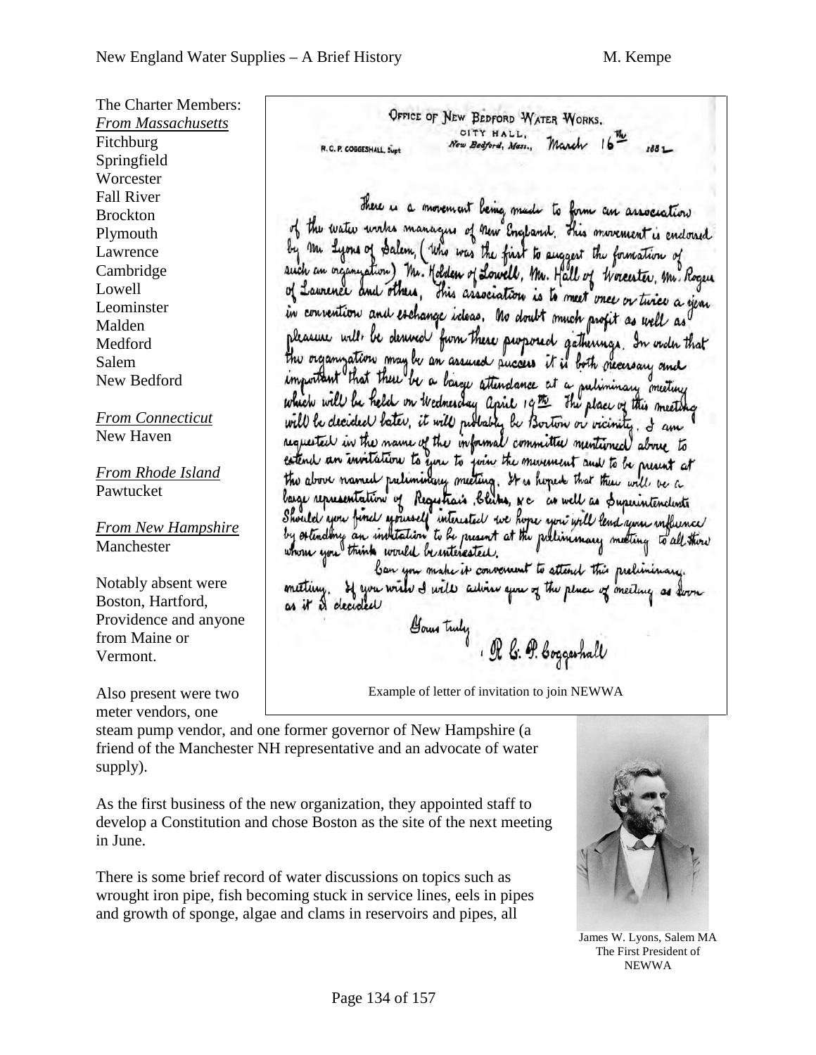The Charter Members:

*From Massachusetts*

Fitchburg
Springfield
Worcester
Fall River
Brockton
Plymouth
Lawrence
Cambridge
Lowell
Leominster
Malden
Medford
Salem
New Bedford

*From Connecticut*

New Haven

*From Rhode Island*

Pawtucket

*From New Hampshire*

Manchester

Notably absent were Boston, Hartford, Providence and anyone from Maine or Vermont.

Also present were two meter vendors, one steam pump vendor, and one former governor of New Hampshire (a friend of the Manchester NH representative and an advocate of water supply).

OFFICE OF NEW BEDFORD WATER WORKS.
CITY HALL,
R. C. P. COGGESHALL, Supt. New Bedford, Mass., March 16th 1882

There is a movement being made to form an association of the water works managers of New England. This movement is endorsed by Mr. Lyons of Salem, (who was the first to suggest the formation of such an organization) Mr. Holden of Lowell, Mr. Hall of Worcester, Mr. Rogers of Lawrence and others. This association is to meet once or twice a year in convention and exchange ideas. No doubt much profit as well as pleasure will be derived from these proposed gatherings. In order that the organization may be an assured success it is both necessary and important that there be a large attendance at a preliminary meeting which will be held on Wednesday April 19th. The place of this meeting will be decided later, it will probably be Boston or vicinity. I am requested in the name of the informal committee mentioned above to extend an invitation to you to join the movement and to be present at the above named preliminary meeting. It is hoped that there will be a large representation of Registrars, Clerks, &c as well as Superintendents. Should you find yourself interested we hope you will lend your influence by extending an invitation to be present at the preliminary meeting to all those whom you think would be interested.

Can you make it convenient to attend this preliminary meeting. If you wish I will advise you of the place of meeting as soon as it is decided.

Yours truly
R. C. P. Coggeshall

Example of letter of invitation to join NEWWA

As the first business of the new organization, they appointed staff to develop a Constitution and chose Boston as the site of the next meeting in June.

There is some brief record of water discussions on topics such as wrought iron pipe, fish becoming stuck in service lines, eels in pipes and growth of sponge, algae and clams in reservoirs and pipes, all

James W. Lyons, Salem MA
The First President of NEWWA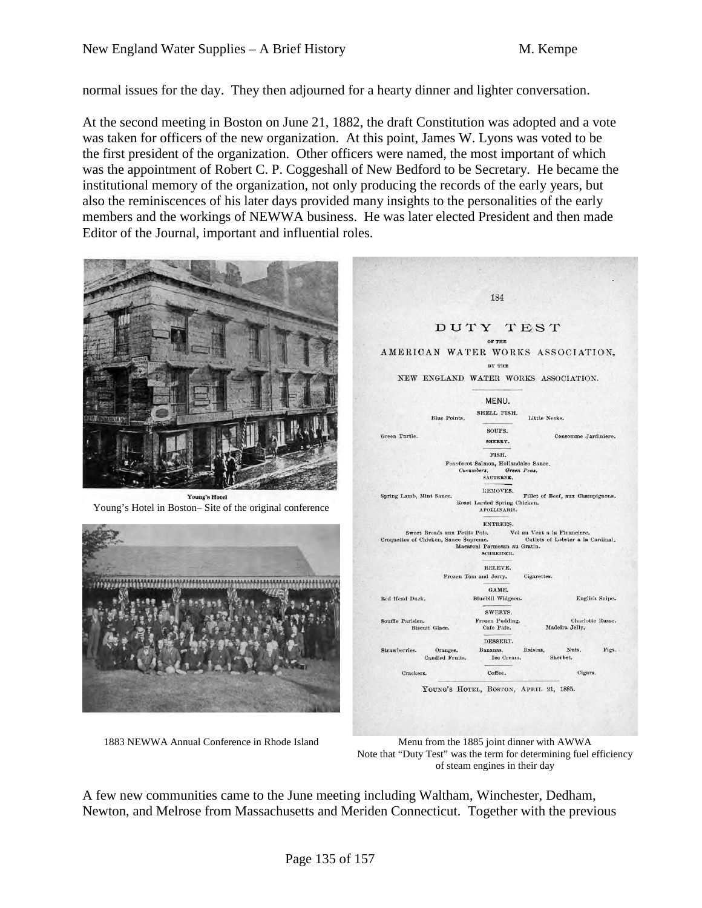normal issues for the day. They then adjourned for a hearty dinner and lighter conversation.

At the second meeting in Boston on June 21, 1882, the draft Constitution was adopted and a vote was taken for officers of the new organization. At this point, James W. Lyons was voted to be the first president of the organization. Other officers were named, the most important of which was the appointment of Robert C. P. Coggeshall of New Bedford to be Secretary. He became the institutional memory of the organization, not only producing the records of the early years, but also the reminiscences of his later days provided many insights to the personalities of the early members and the workings of NEWWA business. He was later elected President and then made Editor of the Journal, important and influential roles.

**Young's Hotel**

Young's Hotel in Boston– Site of the original conference

1883 NEWWA Annual Conference in Rhode Island

184

DUTY TEST
OF THE
AMERICAN WATER WORKS ASSOCIATION,
BY THE
NEW ENGLAND WATER WORKS ASSOCIATION.

MENU.

SHELL FISH.
Blue Points. Little Necks.

SOUPS.
Green Turtle. Consomme Jardiniere.
SHERRY.

FISH.
Penobscot Salmon, Hollandaise Sauce.
*Cucumbers. Green Peas.*
SAUTERNE.

REMOVES.
Spring Lamb, Mint Sauce. Fillet of Beef, aux Champignons.
Roast Larded Spring Chicken.
APOLLINARIS.

ENTREES.
Sweet Breads aux Petits Pois. Vol au Vent a la Financiere.
Croquettes of Chicken, Sauce Supreme. Cutlets of Lobster a la Cardinal.
Macaroni Parmesan au Gratin.
SCHREIDER.

RELEVE.
Frozen Tom and Jerry. Cigarettes.

GAME.
Red Head Duck. Bluebill Widgeon. English Snipe.

SWEETS.
Souffle Parisien. Frozen Pudding. Charlotte Russe.
Biscuit Glace. Cafe Fafe. Madeira Jelly.

DESSERT.
Strawberries. Oranges. Bananas. Raisins. Nuts. Figs.
Candied Fruits. Ice Cream. Sherbet.

Crackers. Coffee. Cigars.

YOUNG'S HOTEL, BOSTON, APRIL 21, 1885.

Menu from the 1885 joint dinner with AWWA
Note that "Duty Test" was the term for determining fuel efficiency of steam engines in their day

A few new communities came to the June meeting including Waltham, Winchester, Dedham, Newton, and Melrose from Massachusetts and Meriden Connecticut. Together with the previous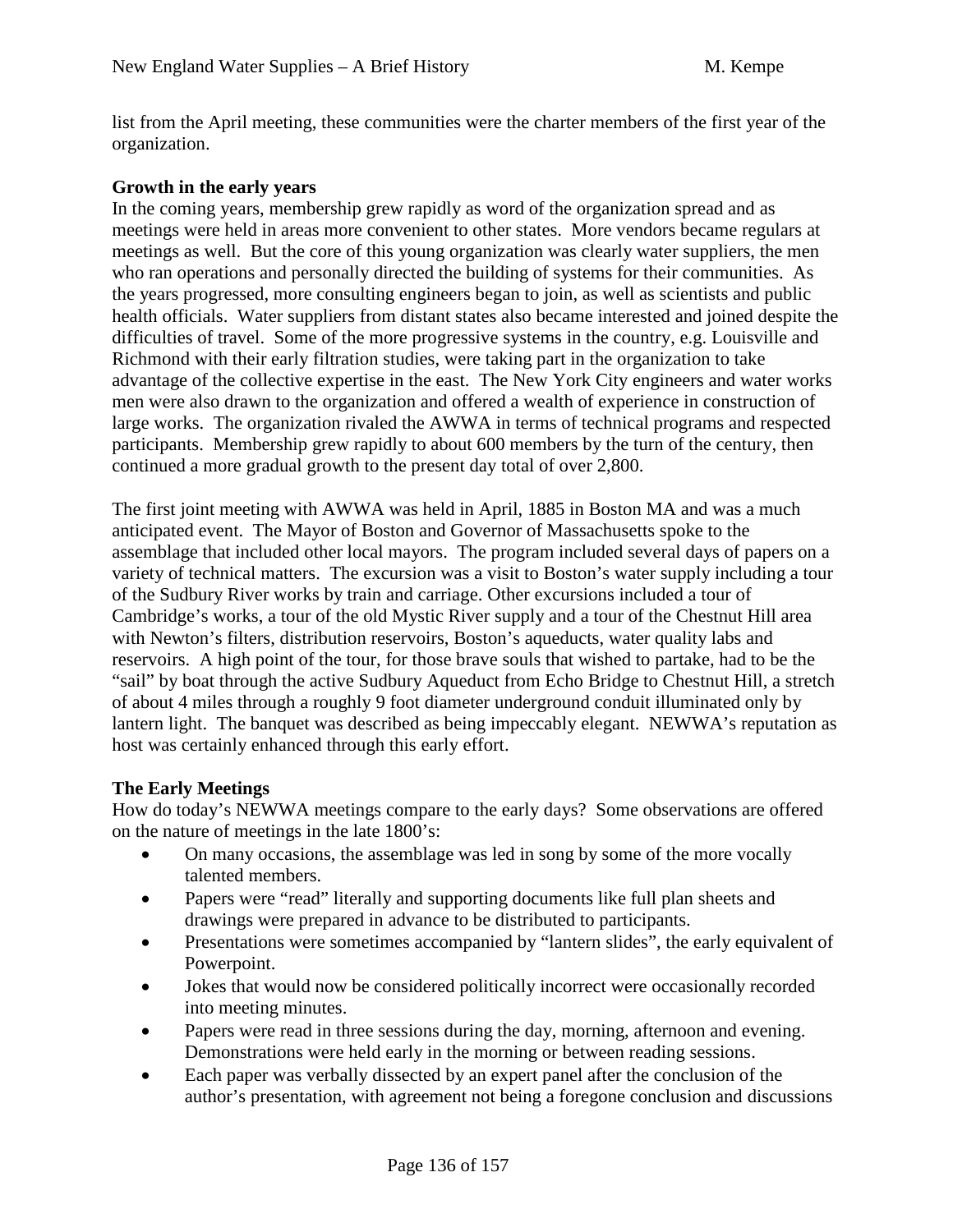list from the April meeting, these communities were the charter members of the first year of the organization.

**Growth in the early years**

In the coming years, membership grew rapidly as word of the organization spread and as meetings were held in areas more convenient to other states. More vendors became regulars at meetings as well. But the core of this young organization was clearly water suppliers, the men who ran operations and personally directed the building of systems for their communities. As the years progressed, more consulting engineers began to join, as well as scientists and public health officials. Water suppliers from distant states also became interested and joined despite the difficulties of travel. Some of the more progressive systems in the country, e.g. Louisville and Richmond with their early filtration studies, were taking part in the organization to take advantage of the collective expertise in the east. The New York City engineers and water works men were also drawn to the organization and offered a wealth of experience in construction of large works. The organization rivaled the AWWA in terms of technical programs and respected participants. Membership grew rapidly to about 600 members by the turn of the century, then continued a more gradual growth to the present day total of over 2,800.

The first joint meeting with AWWA was held in April, 1885 in Boston MA and was a much anticipated event. The Mayor of Boston and Governor of Massachusetts spoke to the assemblage that included other local mayors. The program included several days of papers on a variety of technical matters. The excursion was a visit to Boston's water supply including a tour of the Sudbury River works by train and carriage. Other excursions included a tour of Cambridge's works, a tour of the old Mystic River supply and a tour of the Chestnut Hill area with Newton's filters, distribution reservoirs, Boston's aqueducts, water quality labs and reservoirs. A high point of the tour, for those brave souls that wished to partake, had to be the "sail" by boat through the active Sudbury Aqueduct from Echo Bridge to Chestnut Hill, a stretch of about 4 miles through a roughly 9 foot diameter underground conduit illuminated only by lantern light. The banquet was described as being impeccably elegant. NEWWA's reputation as host was certainly enhanced through this early effort.

**The Early Meetings**

How do today's NEWWA meetings compare to the early days? Some observations are offered on the nature of meetings in the late 1800's:

- On many occasions, the assemblage was led in song by some of the more vocally talented members.
- Papers were "read" literally and supporting documents like full plan sheets and drawings were prepared in advance to be distributed to participants.
- Presentations were sometimes accompanied by "lantern slides", the early equivalent of Powerpoint.
- Jokes that would now be considered politically incorrect were occasionally recorded into meeting minutes.
- Papers were read in three sessions during the day, morning, afternoon and evening. Demonstrations were held early in the morning or between reading sessions.
- Each paper was verbally dissected by an expert panel after the conclusion of the author's presentation, with agreement not being a foregone conclusion and discussions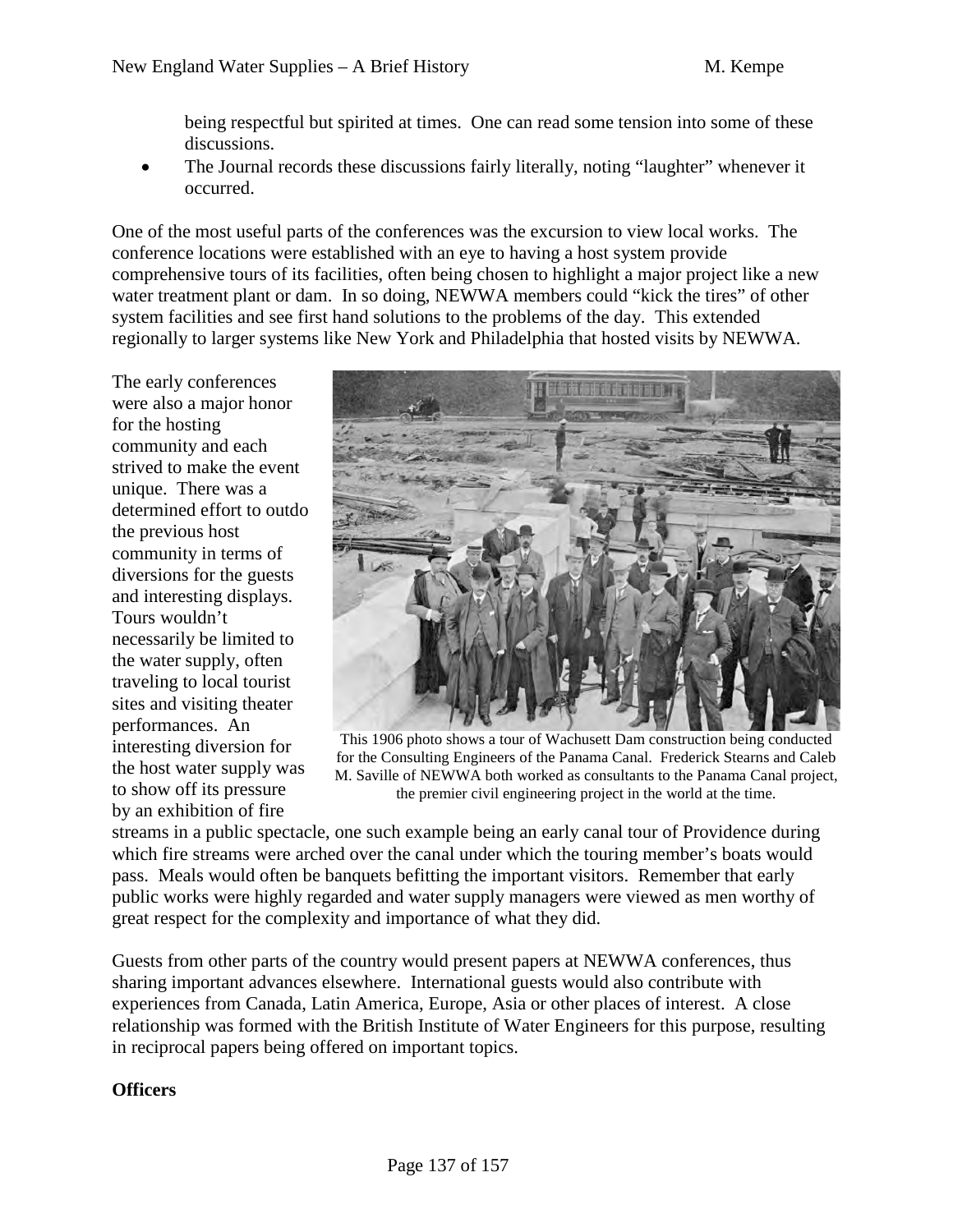being respectful but spirited at times. One can read some tension into some of these discussions.

- The Journal records these discussions fairly literally, noting "laughter" whenever it occurred.

One of the most useful parts of the conferences was the excursion to view local works. The conference locations were established with an eye to having a host system provide comprehensive tours of its facilities, often being chosen to highlight a major project like a new water treatment plant or dam. In so doing, NEWWA members could "kick the tires" of other system facilities and see first hand solutions to the problems of the day. This extended regionally to larger systems like New York and Philadelphia that hosted visits by NEWWA.

The early conferences were also a major honor for the hosting community and each strived to make the event unique. There was a determined effort to outdo the previous host community in terms of diversions for the guests and interesting displays. Tours wouldn't necessarily be limited to the water supply, often traveling to local tourist sites and visiting theater performances. An interesting diversion for the host water supply was to show off its pressure by an exhibition of fire streams in a public spectacle, one such example being an early canal tour of Providence during which fire streams were arched over the canal under which the touring member's boats would pass. Meals would often be banquets befitting the important visitors. Remember that early public works were highly regarded and water supply managers were viewed as men worthy of great respect for the complexity and importance of what they did.

This 1906 photo shows a tour of Wachusett Dam construction being conducted for the Consulting Engineers of the Panama Canal. Frederick Stearns and Caleb M. Saville of NEWWA both worked as consultants to the Panama Canal project, the premier civil engineering project in the world at the time.

Guests from other parts of the country would present papers at NEWWA conferences, thus sharing important advances elsewhere. International guests would also contribute with experiences from Canada, Latin America, Europe, Asia or other places of interest. A close relationship was formed with the British Institute of Water Engineers for this purpose, resulting in reciprocal papers being offered on important topics.

**Officers**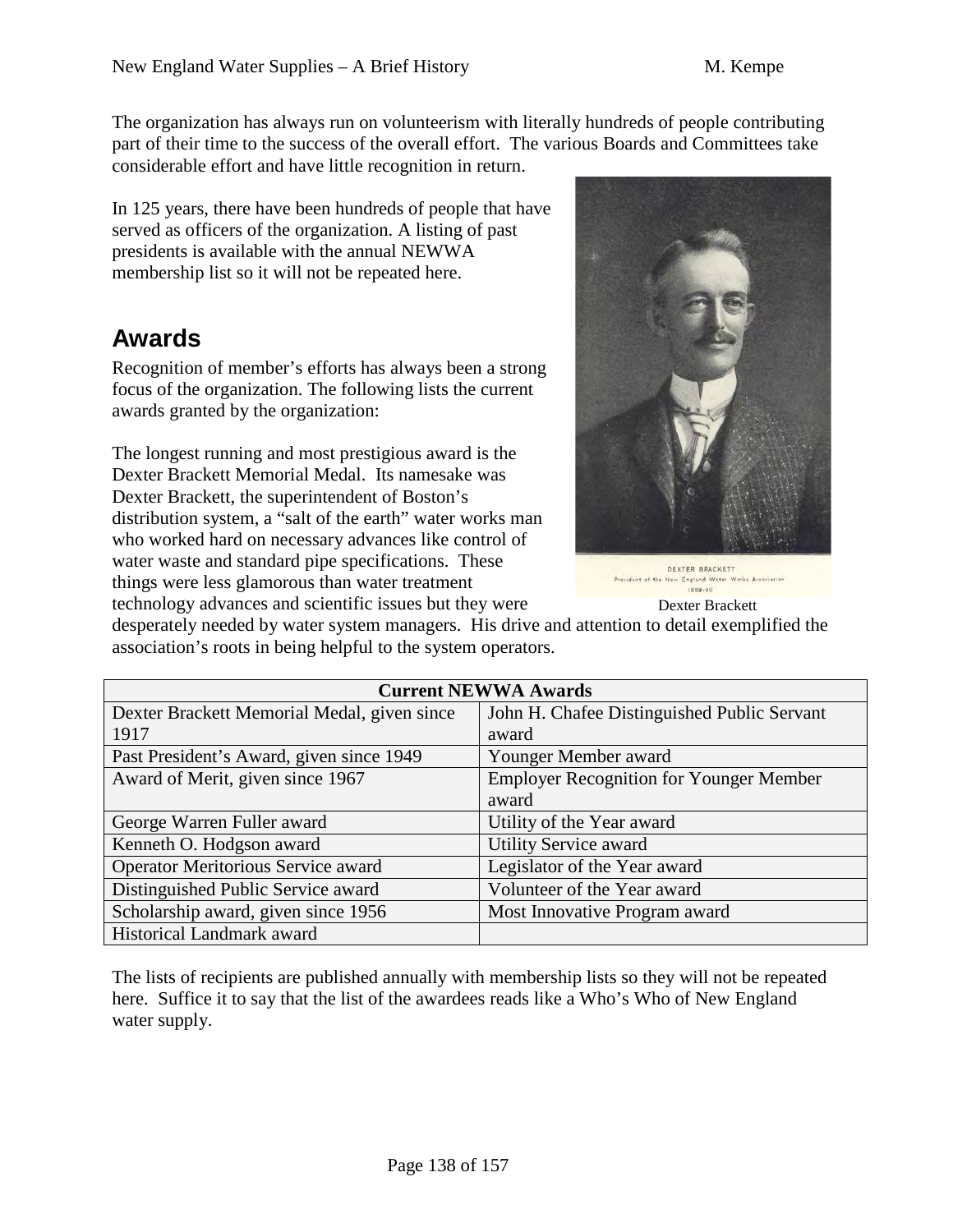The organization has always run on volunteerism with literally hundreds of people contributing part of their time to the success of the overall effort. The various Boards and Committees take considerable effort and have little recognition in return.

In 125 years, there have been hundreds of people that have served as officers of the organization. A listing of past presidents is available with the annual NEWWA membership list so it will not be repeated here.

## Awards

Recognition of member's efforts has always been a strong focus of the organization. The following lists the current awards granted by the organization:

The longest running and most prestigious award is the Dexter Brackett Memorial Medal. Its namesake was Dexter Brackett, the superintendent of Boston's distribution system, a "salt of the earth" water works man who worked hard on necessary advances like control of water waste and standard pipe specifications. These things were less glamorous than water treatment technology advances and scientific issues but they were desperately needed by water system managers. His drive and attention to detail exemplified the association's roots in being helpful to the system operators.

DEXTER BRACKETT
President of the New England Water Works Association
1889-90

Dexter Brackett

| Current NEWWA Awards | |
|---|---|
| Dexter Brackett Memorial Medal, given since 1917 | John H. Chafee Distinguished Public Servant award |
| Past President's Award, given since 1949 | Younger Member award |
| Award of Merit, given since 1967 | Employer Recognition for Younger Member award |
| George Warren Fuller award | Utility of the Year award |
| Kenneth O. Hodgson award | Utility Service award |
| Operator Meritorious Service award | Legislator of the Year award |
| Distinguished Public Service award | Volunteer of the Year award |
| Scholarship award, given since 1956 | Most Innovative Program award |
| Historical Landmark award | |

The lists of recipients are published annually with membership lists so they will not be repeated here. Suffice it to say that the list of the awardees reads like a Who's Who of New England water supply.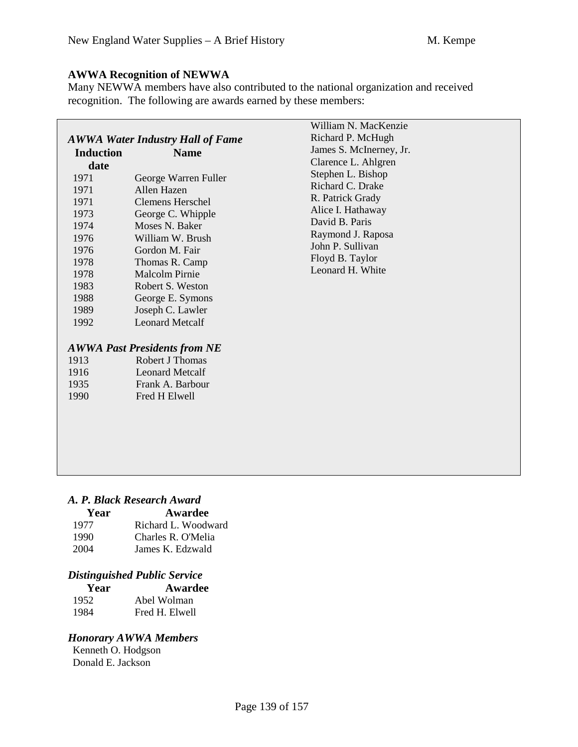**AWWA Recognition of NEWWA**

Many NEWWA members have also contributed to the national organization and received recognition. The following are awards earned by these members:

### *AWWA Water Industry Hall of Fame*

| Induction date | Name |
|---|---|
| 1971 | George Warren Fuller |
| 1971 | Allen Hazen |
| 1971 | Clemens Herschel |
| 1973 | George C. Whipple |
| 1974 | Moses N. Baker |
| 1976 | William W. Brush |
| 1976 | Gordon M. Fair |
| 1978 | Thomas R. Camp |
| 1978 | Malcolm Pirnie |
| 1983 | Robert S. Weston |
| 1988 | George E. Symons |
| 1989 | Joseph C. Lawler |
| 1992 | Leonard Metcalf |

### *AWWA Past Presidents from NE*

| | |
|---|---|
| 1913 | Robert J Thomas |
| 1916 | Leonard Metcalf |
| 1935 | Frank A. Barbour |
| 1990 | Fred H Elwell |

William N. MacKenzie
Richard P. McHugh
James S. McInerney, Jr.
Clarence L. Ahlgren
Stephen L. Bishop
Richard C. Drake
R. Patrick Grady
Alice I. Hathaway
David B. Paris
Raymond J. Raposa
John P. Sullivan
Floyd B. Taylor
Leonard H. White

### *A. P. Black Research Award*

| Year | Awardee |
|---|---|
| 1977 | Richard L. Woodward |
| 1990 | Charles R. O'Melia |
| 2004 | James K. Edzwald |

### *Distinguished Public Service*

| Year | Awardee |
|---|---|
| 1952 | Abel Wolman |
| 1984 | Fred H. Elwell |

### *Honorary AWWA Members*

Kenneth O. Hodgson
Donald E. Jackson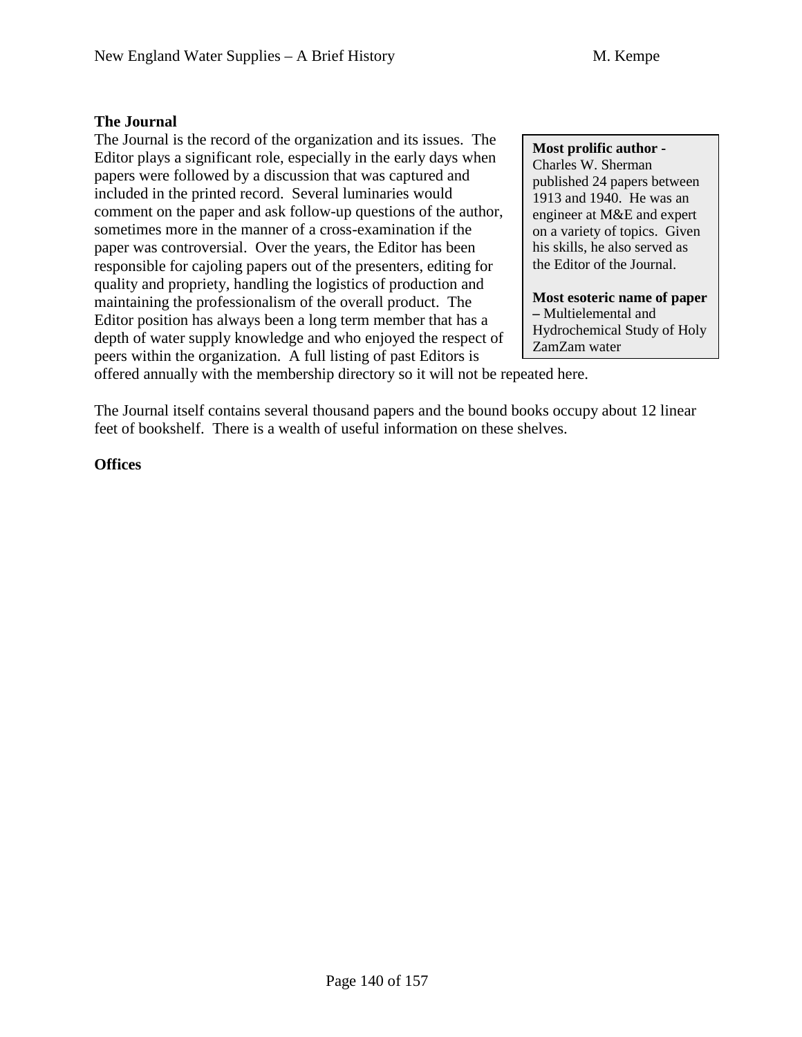### The Journal

The Journal is the record of the organization and its issues. The Editor plays a significant role, especially in the early days when papers were followed by a discussion that was captured and included in the printed record. Several luminaries would comment on the paper and ask follow-up questions of the author, sometimes more in the manner of a cross-examination if the paper was controversial. Over the years, the Editor has been responsible for cajoling papers out of the presenters, editing for quality and propriety, handling the logistics of production and maintaining the professionalism of the overall product. The Editor position has always been a long term member that has a depth of water supply knowledge and who enjoyed the respect of peers within the organization. A full listing of past Editors is offered annually with the membership directory so it will not be repeated here.

> **Most prolific author -** Charles W. Sherman published 24 papers between 1913 and 1940. He was an engineer at M&E and expert on a variety of topics. Given his skills, he also served as the Editor of the Journal.
>
> **Most esoteric name of paper –** Multielemental and Hydrochemical Study of Holy ZamZam water

The Journal itself contains several thousand papers and the bound books occupy about 12 linear feet of bookshelf. There is a wealth of useful information on these shelves.

### Offices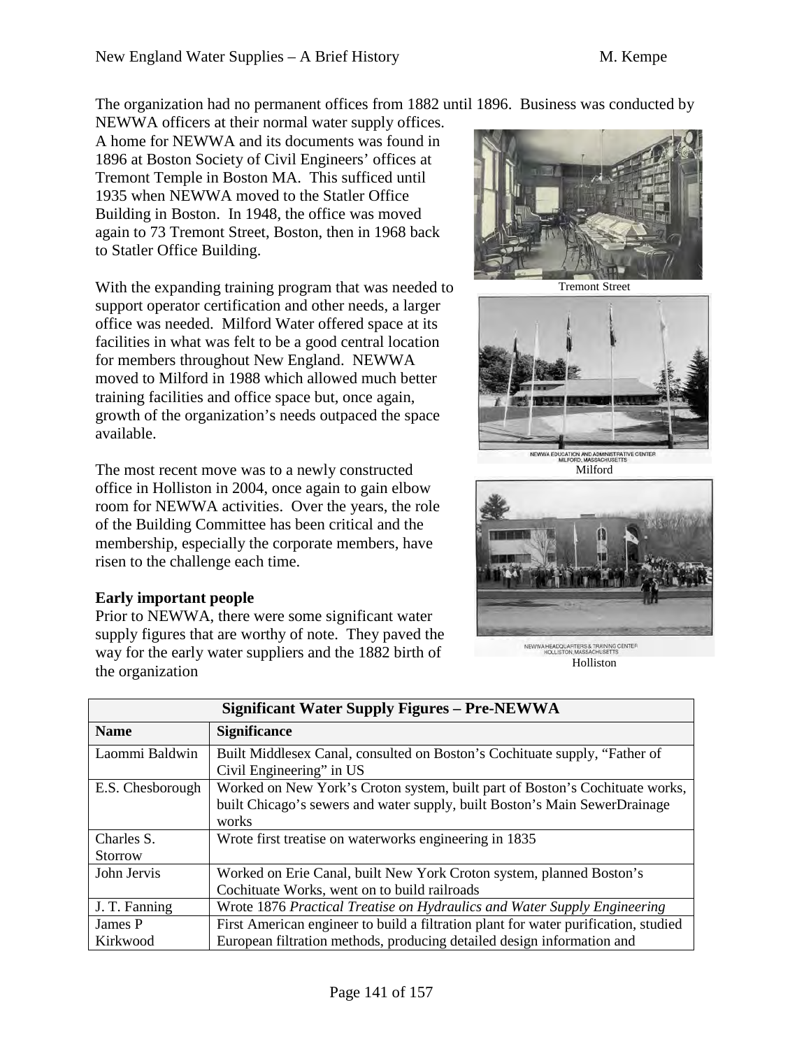The organization had no permanent offices from 1882 until 1896. Business was conducted by NEWWA officers at their normal water supply offices. A home for NEWWA and its documents was found in 1896 at Boston Society of Civil Engineers' offices at Tremont Temple in Boston MA. This sufficed until 1935 when NEWWA moved to the Statler Office Building in Boston. In 1948, the office was moved again to 73 Tremont Street, Boston, then in 1968 back to Statler Office Building.

Tremont Street

With the expanding training program that was needed to support operator certification and other needs, a larger office was needed. Milford Water offered space at its facilities in what was felt to be a good central location for members throughout New England. NEWWA moved to Milford in 1988 which allowed much better training facilities and office space but, once again, growth of the organization's needs outpaced the space available.

NEWWA EDUCATION AND ADMINISTRATIVE CENTER MILFORD, MASSACHUSETTS

Milford

The most recent move was to a newly constructed office in Holliston in 2004, once again to gain elbow room for NEWWA activities. Over the years, the role of the Building Committee has been critical and the membership, especially the corporate members, have risen to the challenge each time.

NEWWA HEADQUARTERS & TRAINING CENTER HOLLISTON, MASSACHUSETTS

Holliston

**Early important people**

Prior to NEWWA, there were some significant water supply figures that are worthy of note. They paved the way for the early water suppliers and the 1882 birth of the organization

| **Significant Water Supply Figures – Pre-NEWWA** | |
|---|---|
| **Name** | **Significance** |
| Laommi Baldwin | Built Middlesex Canal, consulted on Boston's Cochituate supply, "Father of Civil Engineering" in US |
| E.S. Chesborough | Worked on New York's Croton system, built part of Boston's Cochituate works, built Chicago's sewers and water supply, built Boston's Main SewerDrainage works |
| Charles S. Storrow | Wrote first treatise on waterworks engineering in 1835 |
| John Jervis | Worked on Erie Canal, built New York Croton system, planned Boston's Cochituate Works, went on to build railroads |
| J. T. Fanning | Wrote 1876 *Practical Treatise on Hydraulics and Water Supply Engineering* |
| James P Kirkwood | First American engineer to build a filtration plant for water purification, studied European filtration methods, producing detailed design information and |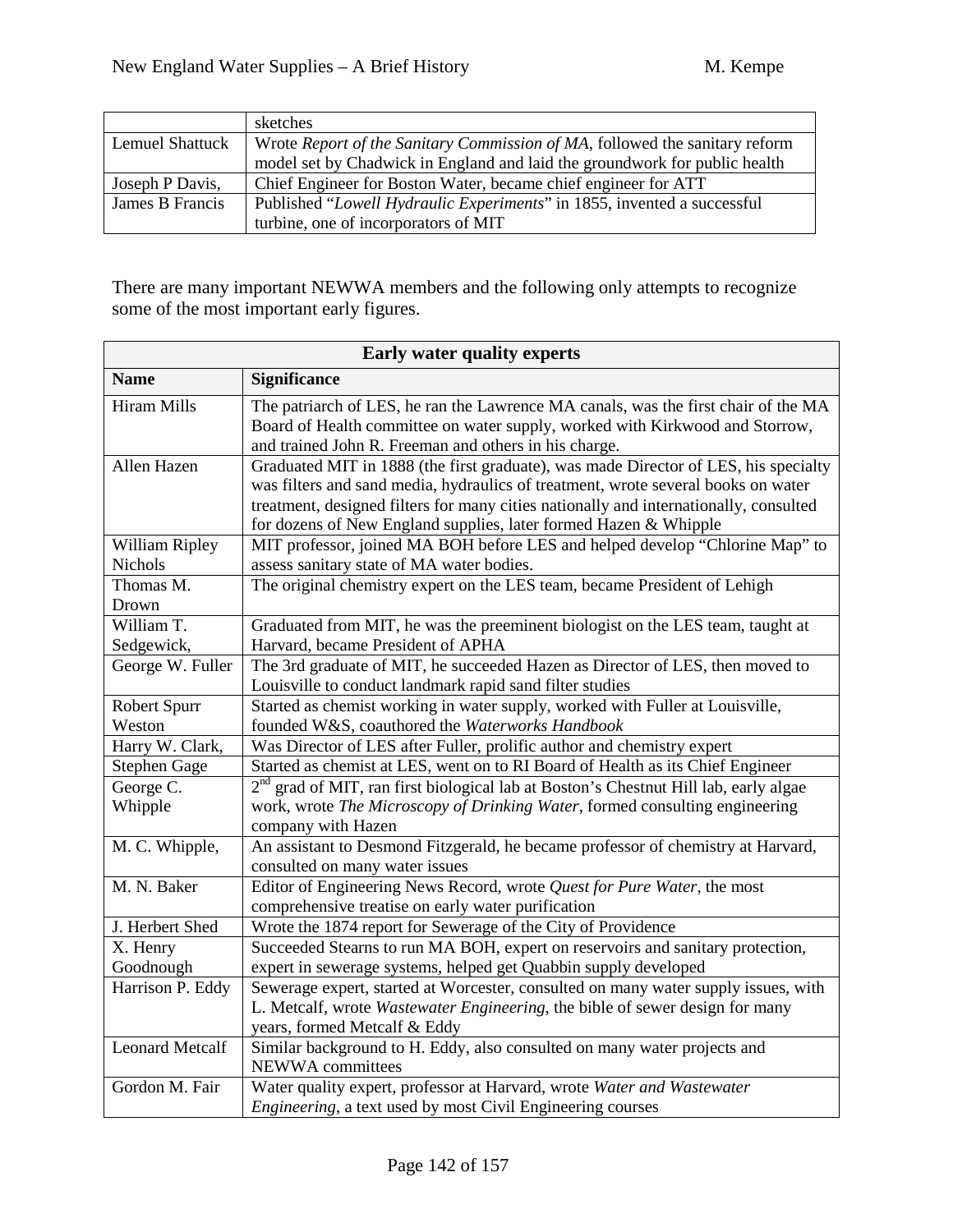| | |
|---|---|
| | sketches |
| Lemuel Shattuck | Wrote *Report of the Sanitary Commission of MA*, followed the sanitary reform model set by Chadwick in England and laid the groundwork for public health |
| Joseph P Davis, | Chief Engineer for Boston Water, became chief engineer for ATT |
| James B Francis | Published "*Lowell Hydraulic Experiments*" in 1855, invented a successful turbine, one of incorporators of MIT |

There are many important NEWWA members and the following only attempts to recognize some of the most important early figures.

| **Early water quality experts** | |
|---|---|
| **Name** | **Significance** |
| Hiram Mills | The patriarch of LES, he ran the Lawrence MA canals, was the first chair of the MA Board of Health committee on water supply, worked with Kirkwood and Storrow, and trained John R. Freeman and others in his charge. |
| Allen Hazen | Graduated MIT in 1888 (the first graduate), was made Director of LES, his specialty was filters and sand media, hydraulics of treatment, wrote several books on water treatment, designed filters for many cities nationally and internationally, consulted for dozens of New England supplies, later formed Hazen & Whipple |
| William Ripley Nichols | MIT professor, joined MA BOH before LES and helped develop "Chlorine Map" to assess sanitary state of MA water bodies. |
| Thomas M. Drown | The original chemistry expert on the LES team, became President of Lehigh |
| William T. Sedgewick, | Graduated from MIT, he was the preeminent biologist on the LES team, taught at Harvard, became President of APHA |
| George W. Fuller | The 3rd graduate of MIT, he succeeded Hazen as Director of LES, then moved to Louisville to conduct landmark rapid sand filter studies |
| Robert Spurr Weston | Started as chemist working in water supply, worked with Fuller at Louisville, founded W&S, coauthored the *Waterworks Handbook* |
| Harry W. Clark, | Was Director of LES after Fuller, prolific author and chemistry expert |
| Stephen Gage | Started as chemist at LES, went on to RI Board of Health as its Chief Engineer |
| George C. Whipple | 2nd grad of MIT, ran first biological lab at Boston's Chestnut Hill lab, early algae work, wrote *The Microscopy of Drinking Water*, formed consulting engineering company with Hazen |
| M. C. Whipple, | An assistant to Desmond Fitzgerald, he became professor of chemistry at Harvard, consulted on many water issues |
| M. N. Baker | Editor of Engineering News Record, wrote *Quest for Pure Water*, the most comprehensive treatise on early water purification |
| J. Herbert Shed | Wrote the 1874 report for Sewerage of the City of Providence |
| X. Henry Goodnough | Succeeded Stearns to run MA BOH, expert on reservoirs and sanitary protection, expert in sewerage systems, helped get Quabbin supply developed |
| Harrison P. Eddy | Sewerage expert, started at Worcester, consulted on many water supply issues, with L. Metcalf, wrote *Wastewater Engineering*, the bible of sewer design for many years, formed Metcalf & Eddy |
| Leonard Metcalf | Similar background to H. Eddy, also consulted on many water projects and NEWWA committees |
| Gordon M. Fair | Water quality expert, professor at Harvard, wrote *Water and Wastewater Engineering*, a text used by most Civil Engineering courses |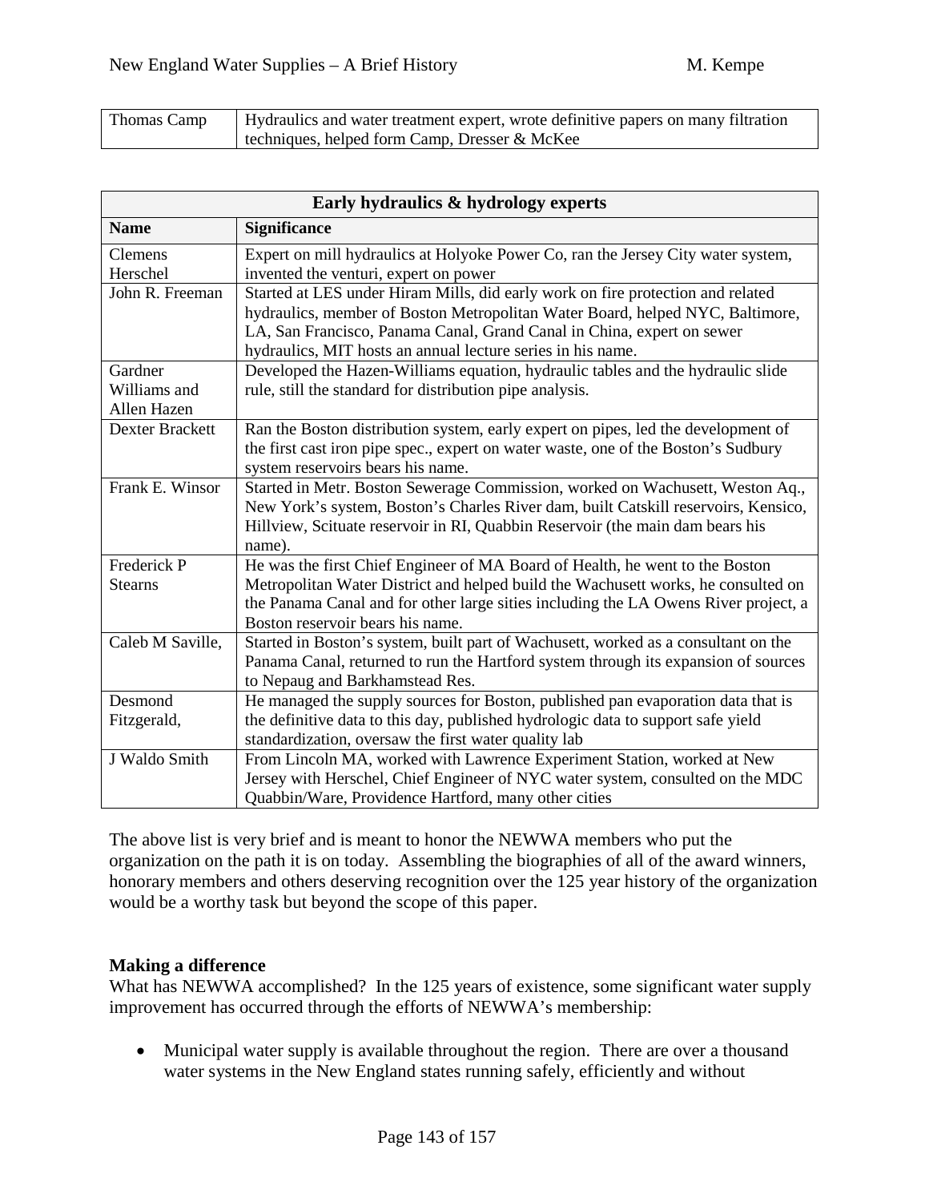| | |
|---|---|
| Thomas Camp | Hydraulics and water treatment expert, wrote definitive papers on many filtration techniques, helped form Camp, Dresser & McKee |

| Early hydraulics & hydrology experts | |
|---|---|
| **Name** | **Significance** |
| Clemens Herschel | Expert on mill hydraulics at Holyoke Power Co, ran the Jersey City water system, invented the venturi, expert on power |
| John R. Freeman | Started at LES under Hiram Mills, did early work on fire protection and related hydraulics, member of Boston Metropolitan Water Board, helped NYC, Baltimore, LA, San Francisco, Panama Canal, Grand Canal in China, expert on sewer hydraulics, MIT hosts an annual lecture series in his name. |
| Gardner Williams and Allen Hazen | Developed the Hazen-Williams equation, hydraulic tables and the hydraulic slide rule, still the standard for distribution pipe analysis. |
| Dexter Brackett | Ran the Boston distribution system, early expert on pipes, led the development of the first cast iron pipe spec., expert on water waste, one of the Boston's Sudbury system reservoirs bears his name. |
| Frank E. Winsor | Started in Metr. Boston Sewerage Commission, worked on Wachusett, Weston Aq., New York's system, Boston's Charles River dam, built Catskill reservoirs, Kensico, Hillview, Scituate reservoir in RI, Quabbin Reservoir (the main dam bears his name). |
| Frederick P Stearns | He was the first Chief Engineer of MA Board of Health, he went to the Boston Metropolitan Water District and helped build the Wachusett works, he consulted on the Panama Canal and for other large sities including the LA Owens River project, a Boston reservoir bears his name. |
| Caleb M Saville, | Started in Boston's system, built part of Wachusett, worked as a consultant on the Panama Canal, returned to run the Hartford system through its expansion of sources to Nepaug and Barkhamstead Res. |
| Desmond Fitzgerald, | He managed the supply sources for Boston, published pan evaporation data that is the definitive data to this day, published hydrologic data to support safe yield standardization, oversaw the first water quality lab |
| J Waldo Smith | From Lincoln MA, worked with Lawrence Experiment Station, worked at New Jersey with Herschel, Chief Engineer of NYC water system, consulted on the MDC Quabbin/Ware, Providence Hartford, many other cities |

The above list is very brief and is meant to honor the NEWWA members who put the organization on the path it is on today. Assembling the biographies of all of the award winners, honorary members and others deserving recognition over the 125 year history of the organization would be a worthy task but beyond the scope of this paper.

**Making a difference**

What has NEWWA accomplished? In the 125 years of existence, some significant water supply improvement has occurred through the efforts of NEWWA's membership:

- Municipal water supply is available throughout the region. There are over a thousand water systems in the New England states running safely, efficiently and without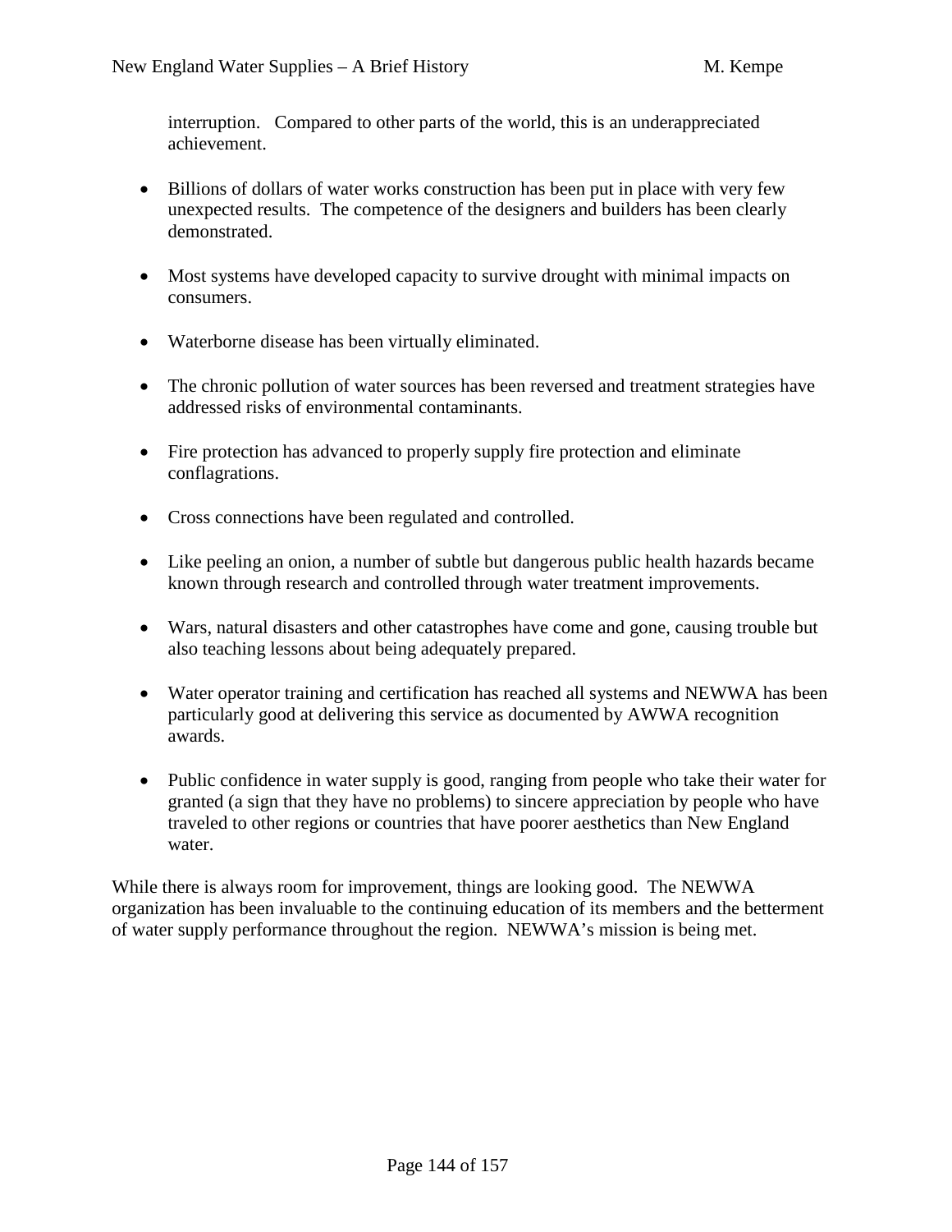interruption. Compared to other parts of the world, this is an underappreciated achievement.

- Billions of dollars of water works construction has been put in place with very few unexpected results. The competence of the designers and builders has been clearly demonstrated.

- Most systems have developed capacity to survive drought with minimal impacts on consumers.

- Waterborne disease has been virtually eliminated.

- The chronic pollution of water sources has been reversed and treatment strategies have addressed risks of environmental contaminants.

- Fire protection has advanced to properly supply fire protection and eliminate conflagrations.

- Cross connections have been regulated and controlled.

- Like peeling an onion, a number of subtle but dangerous public health hazards became known through research and controlled through water treatment improvements.

- Wars, natural disasters and other catastrophes have come and gone, causing trouble but also teaching lessons about being adequately prepared.

- Water operator training and certification has reached all systems and NEWWA has been particularly good at delivering this service as documented by AWWA recognition awards.

- Public confidence in water supply is good, ranging from people who take their water for granted (a sign that they have no problems) to sincere appreciation by people who have traveled to other regions or countries that have poorer aesthetics than New England water.

While there is always room for improvement, things are looking good. The NEWWA organization has been invaluable to the continuing education of its members and the betterment of water supply performance throughout the region. NEWWA's mission is being met.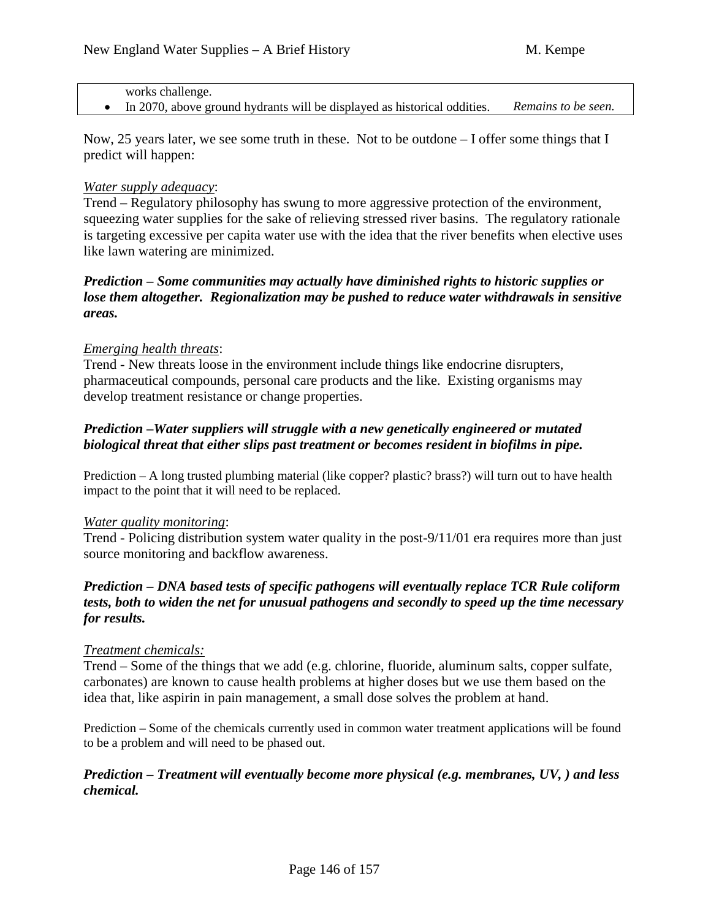| works challenge. | |
|---|---|
| • In 2070, above ground hydrants will be displayed as historical oddities. | *Remains to be seen.* |

Now, 25 years later, we see some truth in these. Not to be outdone – I offer some things that I predict will happen:

<u>*Water supply adequacy*</u>:
Trend – Regulatory philosophy has swung to more aggressive protection of the environment, squeezing water supplies for the sake of relieving stressed river basins. The regulatory rationale is targeting excessive per capita water use with the idea that the river benefits when elective uses like lawn watering are minimized.

***Prediction – Some communities may actually have diminished rights to historic supplies or lose them altogether. Regionalization may be pushed to reduce water withdrawals in sensitive areas.***

<u>*Emerging health threats*</u>:
Trend - New threats loose in the environment include things like endocrine disrupters, pharmaceutical compounds, personal care products and the like. Existing organisms may develop treatment resistance or change properties.

***Prediction –Water suppliers will struggle with a new genetically engineered or mutated biological threat that either slips past treatment or becomes resident in biofilms in pipe.***

Prediction – A long trusted plumbing material (like copper? plastic? brass?) will turn out to have health impact to the point that it will need to be replaced.

<u>*Water quality monitoring*</u>:
Trend - Policing distribution system water quality in the post-9/11/01 era requires more than just source monitoring and backflow awareness.

***Prediction – DNA based tests of specific pathogens will eventually replace TCR Rule coliform tests, both to widen the net for unusual pathogens and secondly to speed up the time necessary for results.***

<u>*Treatment chemicals:*</u>
Trend – Some of the things that we add (e.g. chlorine, fluoride, aluminum salts, copper sulfate, carbonates) are known to cause health problems at higher doses but we use them based on the idea that, like aspirin in pain management, a small dose solves the problem at hand.

Prediction – Some of the chemicals currently used in common water treatment applications will be found to be a problem and will need to be phased out.

***Prediction – Treatment will eventually become more physical (e.g. membranes, UV, ) and less chemical.***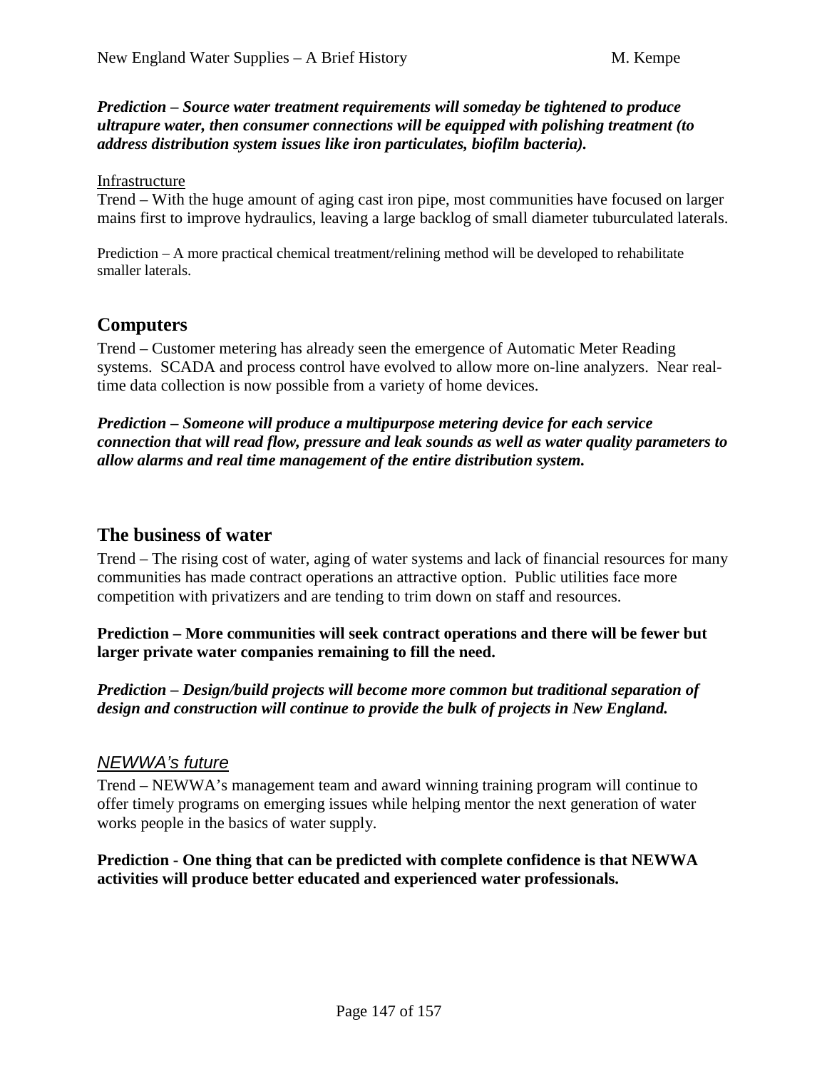***Prediction – Source water treatment requirements will someday be tightened to produce ultrapure water, then consumer connections will be equipped with polishing treatment (to address distribution system issues like iron particulates, biofilm bacteria).***

Infrastructure

Trend – With the huge amount of aging cast iron pipe, most communities have focused on larger mains first to improve hydraulics, leaving a large backlog of small diameter tuburculated laterals.

Prediction – A more practical chemical treatment/relining method will be developed to rehabilitate smaller laterals.

## Computers

Trend – Customer metering has already seen the emergence of Automatic Meter Reading systems. SCADA and process control have evolved to allow more on-line analyzers. Near real-time data collection is now possible from a variety of home devices.

***Prediction – Someone will produce a multipurpose metering device for each service connection that will read flow, pressure and leak sounds as well as water quality parameters to allow alarms and real time management of the entire distribution system.***

## The business of water

Trend – The rising cost of water, aging of water systems and lack of financial resources for many communities has made contract operations an attractive option. Public utilities face more competition with privatizers and are tending to trim down on staff and resources.

**Prediction – More communities will seek contract operations and there will be fewer but larger private water companies remaining to fill the need.**

***Prediction – Design/build projects will become more common but traditional separation of design and construction will continue to provide the bulk of projects in New England.***

### *NEWWA's future*

Trend – NEWWA's management team and award winning training program will continue to offer timely programs on emerging issues while helping mentor the next generation of water works people in the basics of water supply.

**Prediction - One thing that can be predicted with complete confidence is that NEWWA activities will produce better educated and experienced water professionals.**